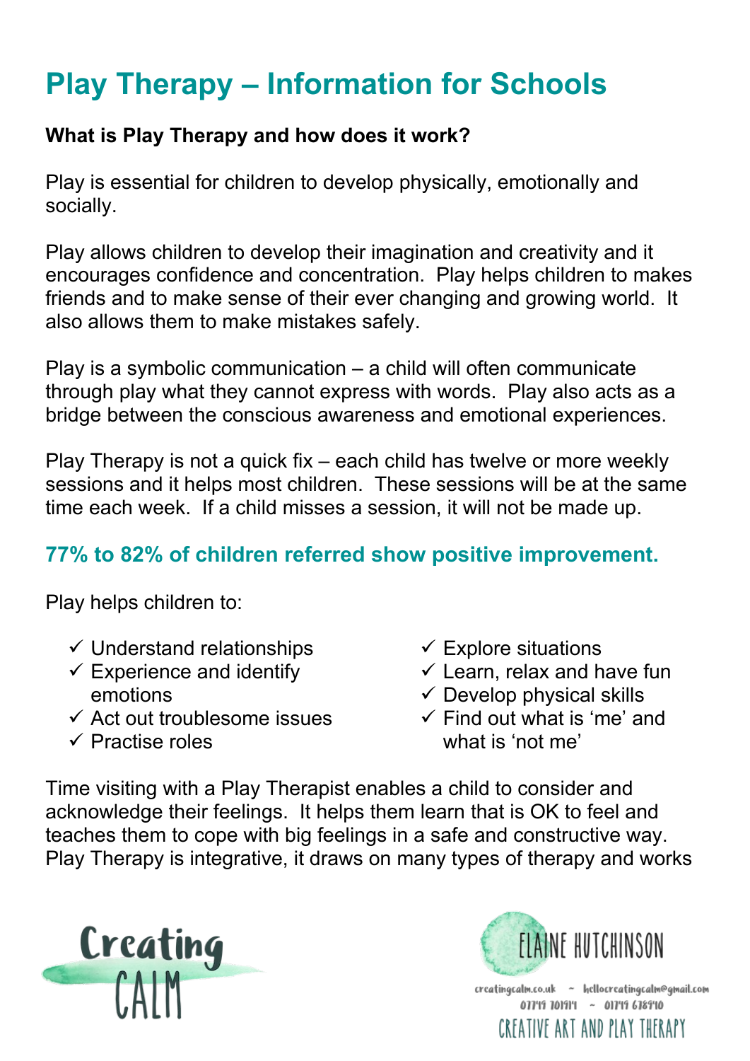# Play Therapy – Information for Schools

**What is Play Therapy and how does it work?**

Play is essential for children to develop physically, emotionally and socially.

Play allows children to develop their imagination and creativity and it encourages confidence and concentration. Play helps children to makes friends and to make sense of their ever changing and growing world. It also allows them to make mistakes safely.

Play is a symbolic communication – a child will often communicate through play what they cannot express with words. Play also acts as a bridge between the conscious awareness and emotional experiences.

Play Therapy is not a quick fix – each child has twelve or more weekly sessions and it helps most children. These sessions will be at the same time each week. If a child misses a session, it will not be made up.

**77% to 82% of children referred show positive improvement.**

Play helps children to:

- ✓ Understand relationships
- ✓ Experience and identify emotions
- ✓ Act out troublesome issues
- ✓ Practise roles
- ✓ Explore situations
- ✓ Learn, relax and have fun
- ✓ Develop physical skills
- ✓ Find out what is 'me' and what is 'not me'

Time visiting with a Play Therapist enables a child to consider and acknowledge their feelings. It helps them learn that is OK to feel and teaches them to cope with big feelings in a safe and constructive way. Play Therapy is integrative, it draws on many types of therapy and works

Creating CALM

ELAINE HUTCHINSON

creatingcalm.co.uk ~ hellocreatingcalm@gmail.com
07719 701919 ~ 01719 678910
CREATIVE ART AND PLAY THERAPY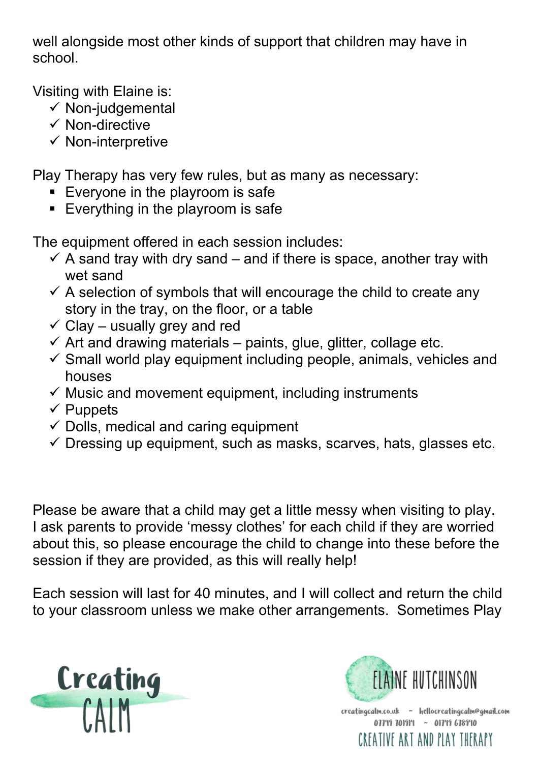well alongside most other kinds of support that children may have in school.

Visiting with Elaine is:

- ✓ Non-judgemental
- ✓ Non-directive
- ✓ Non-interpretive

Play Therapy has very few rules, but as many as necessary:

- Everyone in the playroom is safe
- Everything in the playroom is safe

The equipment offered in each session includes:

- ✓ A sand tray with dry sand – and if there is space, another tray with wet sand
- ✓ A selection of symbols that will encourage the child to create any story in the tray, on the floor, or a table
- ✓ Clay – usually grey and red
- ✓ Art and drawing materials – paints, glue, glitter, collage etc.
- ✓ Small world play equipment including people, animals, vehicles and houses
- ✓ Music and movement equipment, including instruments
- ✓ Puppets
- ✓ Dolls, medical and caring equipment
- ✓ Dressing up equipment, such as masks, scarves, hats, glasses etc.

Please be aware that a child may get a little messy when visiting to play. I ask parents to provide 'messy clothes' for each child if they are worried about this, so please encourage the child to change into these before the session if they are provided, as this will really help!

Each session will last for 40 minutes, and I will collect and return the child to your classroom unless we make other arrangements. Sometimes Play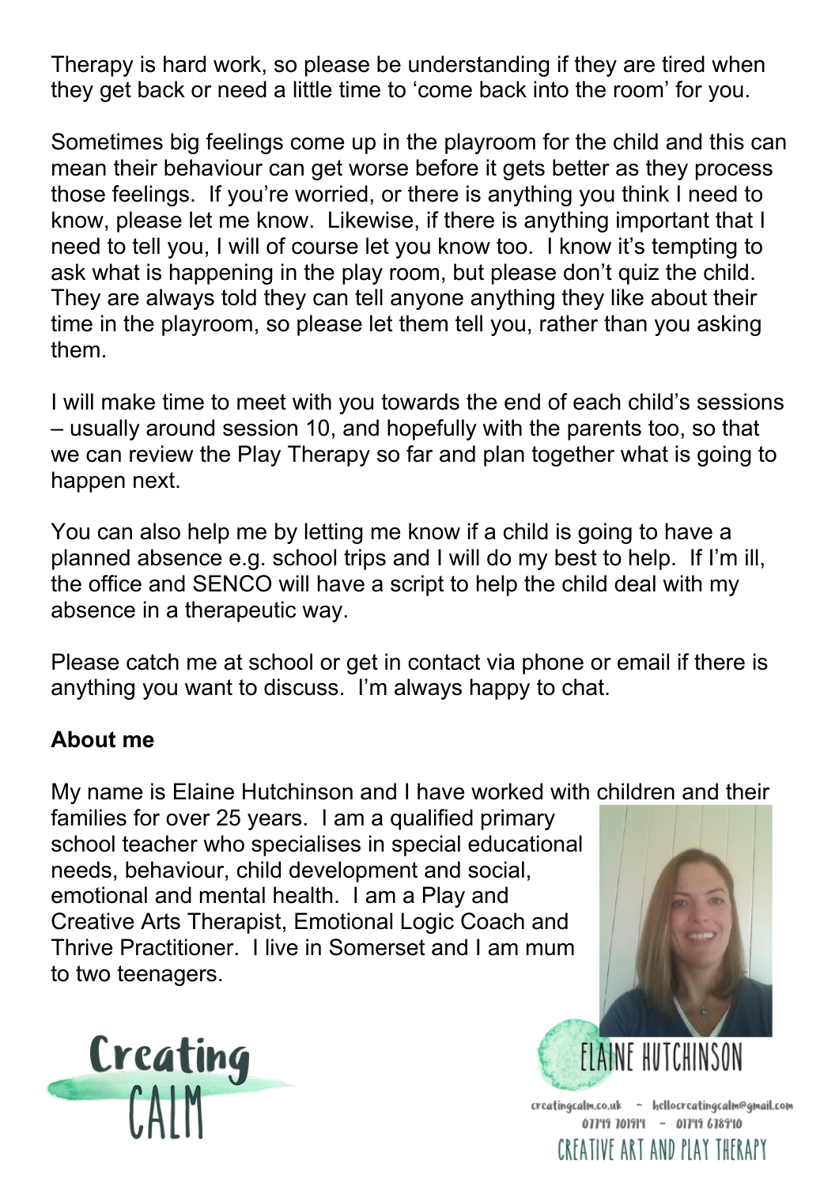Therapy is hard work, so please be understanding if they are tired when they get back or need a little time to 'come back into the room' for you.

Sometimes big feelings come up in the playroom for the child and this can mean their behaviour can get worse before it gets better as they process those feelings. If you're worried, or there is anything you think I need to know, please let me know. Likewise, if there is anything important that I need to tell you, I will of course let you know too. I know it's tempting to ask what is happening in the play room, but please don't quiz the child. They are always told they can tell anyone anything they like about their time in the playroom, so please let them tell you, rather than you asking them.

I will make time to meet with you towards the end of each child's sessions – usually around session 10, and hopefully with the parents too, so that we can review the Play Therapy so far and plan together what is going to happen next.

You can also help me by letting me know if a child is going to have a planned absence e.g. school trips and I will do my best to help. If I'm ill, the office and SENCO will have a script to help the child deal with my absence in a therapeutic way.

Please catch me at school or get in contact via phone or email if there is anything you want to discuss. I'm always happy to chat.

**About me**

My name is Elaine Hutchinson and I have worked with children and their families for over 25 years. I am a qualified primary school teacher who specialises in special educational needs, behaviour, child development and social, emotional and mental health. I am a Play and Creative Arts Therapist, Emotional Logic Coach and Thrive Practitioner. I live in Somerset and I am mum to two teenagers.

Creating CALM

ELAINE HUTCHINSON

creatingcalm.co.uk ~ hellocreatingcalm@gmail.com
07749 701914 ~ 01749 678940

CREATIVE ART AND PLAY THERAPY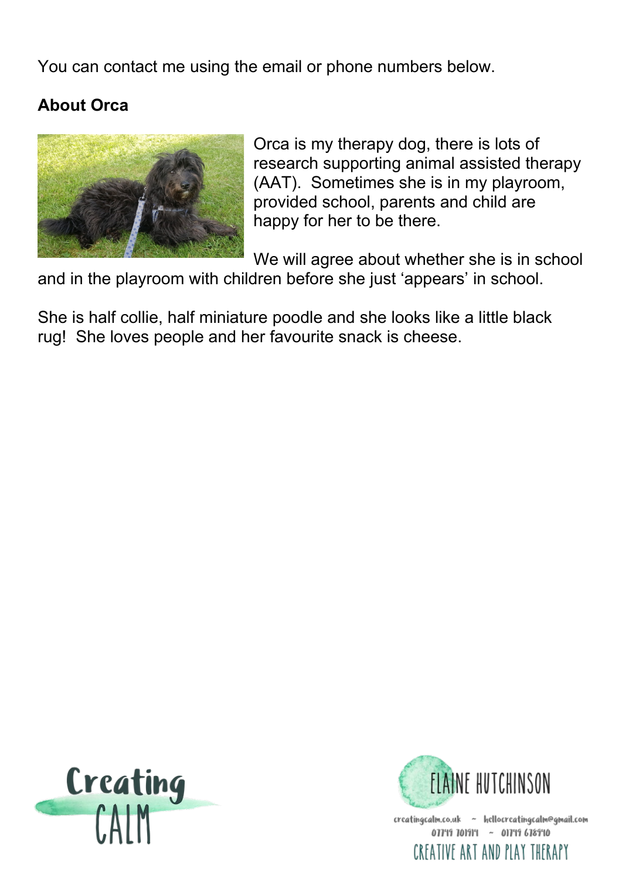You can contact me using the email or phone numbers below.

**About Orca**

Orca is my therapy dog, there is lots of research supporting animal assisted therapy (AAT). Sometimes she is in my playroom, provided school, parents and child are happy for her to be there.

We will agree about whether she is in school and in the playroom with children before she just 'appears' in school.

She is half collie, half miniature poodle and she looks like a little black rug! She loves people and her favourite snack is cheese.

Creating CALM

ELAINE HUTCHINSON

creatingcalm.co.uk ~ hellocreatingcalm@gmail.com

07719 701914 ~ 01719 678910

CREATIVE ART AND PLAY THERAPY